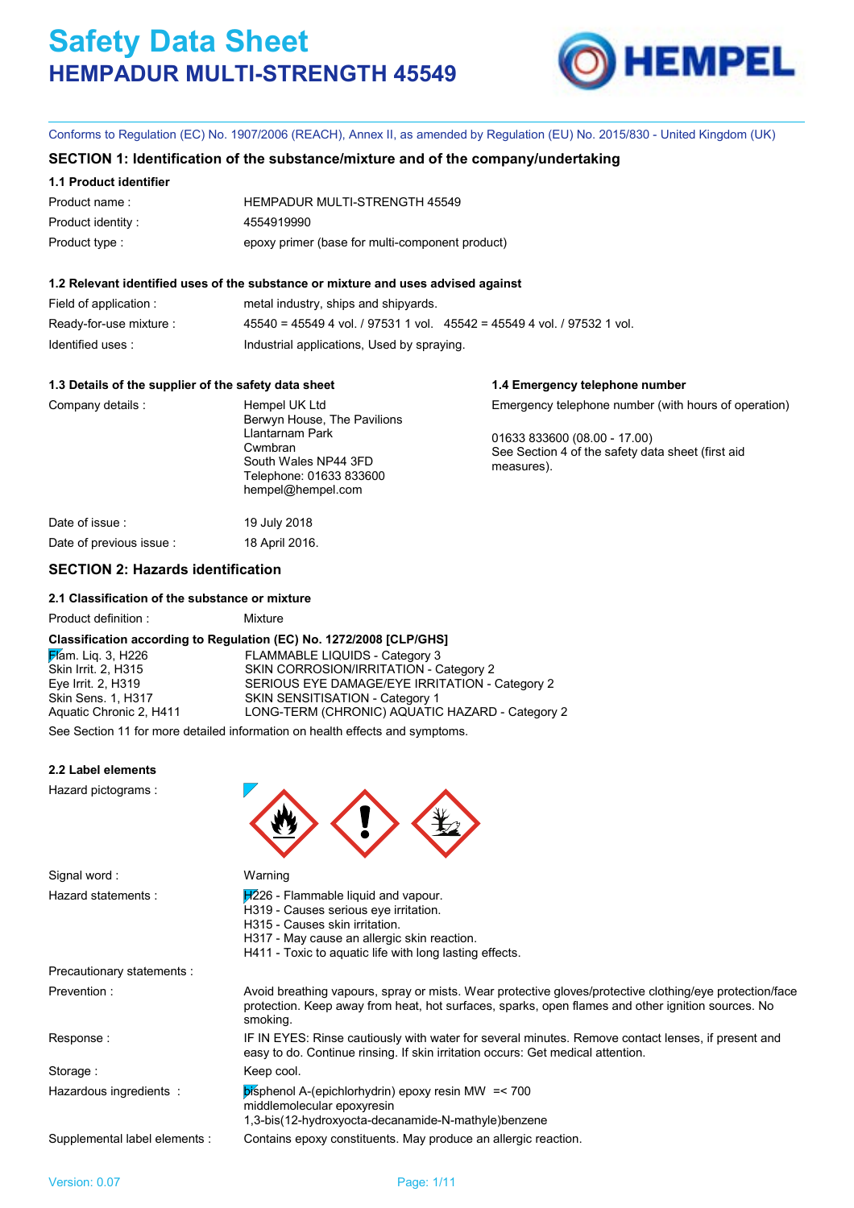# Safety Data Sheet
## HEMPADUR MULTI-STRENGTH 45549

Conforms to Regulation (EC) No. 1907/2006 (REACH), Annex II, as amended by Regulation (EU) No. 2015/830 - United Kingdom (UK)

### SECTION 1: Identification of the substance/mixture and of the company/undertaking

**1.1 Product identifier**

| | |
|---|---|
| Product name : | HEMPADUR MULTI-STRENGTH 45549 |
| Product identity : | 4554919990 |
| Product type : | epoxy primer (base for multi-component product) |

**1.2 Relevant identified uses of the substance or mixture and uses advised against**

| | |
|---|---|
| Field of application : | metal industry, ships and shipyards. |
| Ready-for-use mixture : | 45540 = 45549 4 vol. / 97531 1 vol. 45542 = 45549 4 vol. / 97532 1 vol. |
| Identified uses : | Industrial applications, Used by spraying. |

**1.3 Details of the supplier of the safety data sheet**

Company details :

Hempel UK Ltd
Berwyn House, The Pavilions
Llantarnam Park
Cwmbran
South Wales NP44 3FD
Telephone: 01633 833600
hempel@hempel.com

**1.4 Emergency telephone number**

Emergency telephone number (with hours of operation)

01633 833600 (08.00 - 17.00)
See Section 4 of the safety data sheet (first aid measures).

| | |
|---|---|
| Date of issue : | 19 July 2018 |
| Date of previous issue : | 18 April 2016. |

### SECTION 2: Hazards identification

**2.1 Classification of the substance or mixture**

Product definition : Mixture

**Classification according to Regulation (EC) No. 1272/2008 [CLP/GHS]**

| | |
|---|---|
| Flam. Liq. 3, H226 | FLAMMABLE LIQUIDS - Category 3 |
| Skin Irrit. 2, H315 | SKIN CORROSION/IRRITATION - Category 2 |
| Eye Irrit. 2, H319 | SERIOUS EYE DAMAGE/EYE IRRITATION - Category 2 |
| Skin Sens. 1, H317 | SKIN SENSITISATION - Category 1 |
| Aquatic Chronic 2, H411 | LONG-TERM (CHRONIC) AQUATIC HAZARD - Category 2 |

See Section 11 for more detailed information on health effects and symptoms.

**2.2 Label elements**

Hazard pictograms :

Signal word : Warning

Hazard statements :

H226 - Flammable liquid and vapour.
H319 - Causes serious eye irritation.
H315 - Causes skin irritation.
H317 - May cause an allergic skin reaction.
H411 - Toxic to aquatic life with long lasting effects.

Precautionary statements :

| | |
|---|---|
| Prevention : | Avoid breathing vapours, spray or mists. Wear protective gloves/protective clothing/eye protection/face protection. Keep away from heat, hot surfaces, sparks, open flames and other ignition sources. No smoking. |
| Response : | IF IN EYES: Rinse cautiously with water for several minutes. Remove contact lenses, if present and easy to do. Continue rinsing. If skin irritation occurs: Get medical attention. |
| Storage : | Keep cool. |
| Hazardous ingredients : | bisphenol A-(epichlorhydrin) epoxy resin MW =< 700<br>middlemolecular epoxyresin<br>1,3-bis(12-hydroxyocta-decanamide-N-mathyle)benzene |
| Supplemental label elements : | Contains epoxy constituents. May produce an allergic reaction. |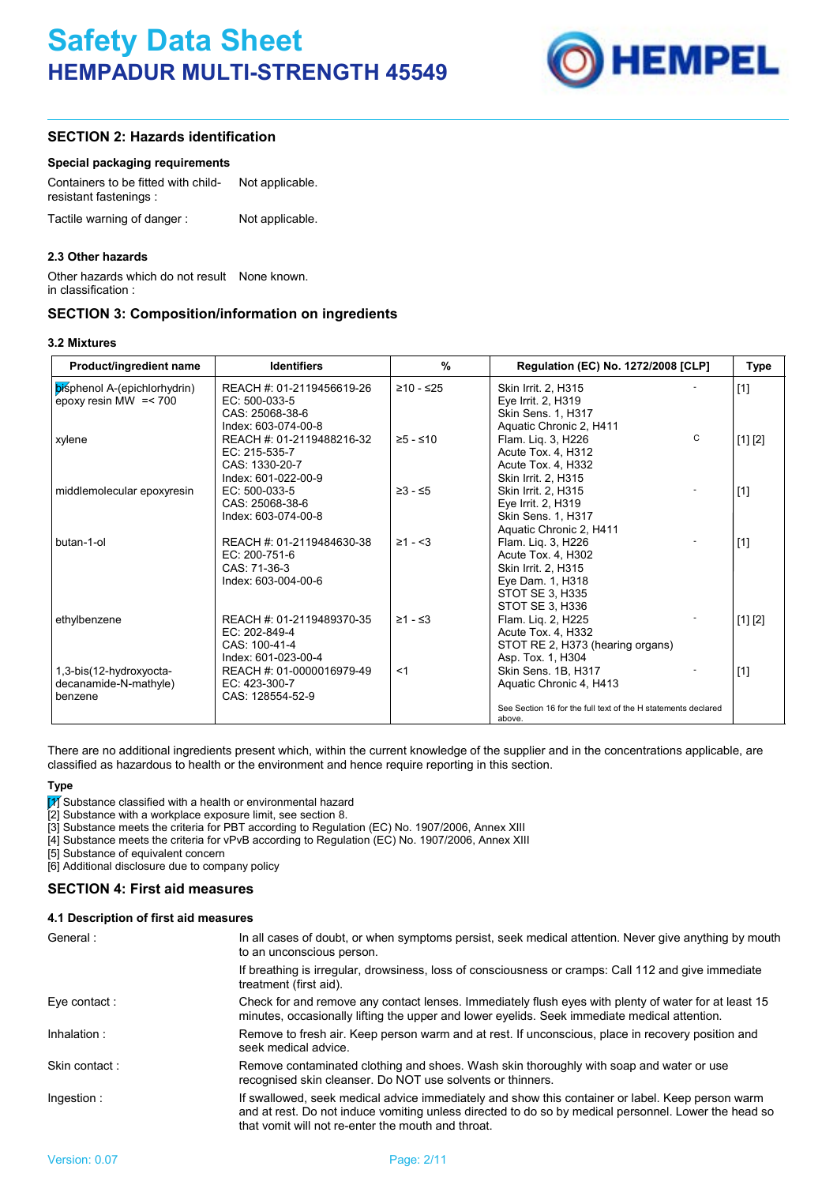## SECTION 2: Hazards identification

**Special packaging requirements**

Containers to be fitted with child-resistant fastenings : Not applicable.

Tactile warning of danger : Not applicable.

#### 2.3 Other hazards

Other hazards which do not result in classification : None known.

## SECTION 3: Composition/information on ingredients

#### 3.2 Mixtures

| Product/ingredient name | Identifiers | % | Regulation (EC) No. 1272/2008 [CLP] | | Type |
|---|---|---|---|---|---|
| bisphenol A-(epichlorhydrin) epoxy resin MW =< 700 | REACH #: 01-2119456619-26<br>EC: 500-033-5<br>CAS: 25068-38-6<br>Index: 603-074-00-8 | ≥10 - ≤25 | Skin Irrit. 2, H315<br>Eye Irrit. 2, H319<br>Skin Sens. 1, H317<br>Aquatic Chronic 2, H411 | - | [1] |
| xylene | REACH #: 01-2119488216-32<br>EC: 215-535-7<br>CAS: 1330-20-7<br>Index: 601-022-00-9 | ≥5 - ≤10 | Flam. Liq. 3, H226<br>Acute Tox. 4, H312<br>Acute Tox. 4, H332<br>Skin Irrit. 2, H315 | C | [1] [2] |
| middlemolecular epoxyresin | EC: 500-033-5<br>CAS: 25068-38-6<br>Index: 603-074-00-8 | ≥3 - ≤5 | Skin Irrit. 2, H315<br>Eye Irrit. 2, H319<br>Skin Sens. 1, H317<br>Aquatic Chronic 2, H411 | - | [1] |
| butan-1-ol | REACH #: 01-2119484630-38<br>EC: 200-751-6<br>CAS: 71-36-3<br>Index: 603-004-00-6 | ≥1 - <3 | Flam. Liq. 3, H226<br>Acute Tox. 4, H302<br>Skin Irrit. 2, H315<br>Eye Dam. 1, H318<br>STOT SE 3, H335<br>STOT SE 3, H336 | - | [1] |
| ethylbenzene | REACH #: 01-2119489370-35<br>EC: 202-849-4<br>CAS: 100-41-4<br>Index: 601-023-00-4 | ≥1 - ≤3 | Flam. Liq. 2, H225<br>Acute Tox. 4, H332<br>STOT RE 2, H373 (hearing organs)<br>Asp. Tox. 1, H304 | - | [1] [2] |
| 1,3-bis(12-hydroxyocta-decanamide-N-mathyle) benzene | REACH #: 01-0000016979-49<br>EC: 423-300-7<br>CAS: 128554-52-9 | <1 | Skin Sens. 1B, H317<br>Aquatic Chronic 4, H413<br><br>See Section 16 for the full text of the H statements declared above. | - | [1] |

There are no additional ingredients present which, within the current knowledge of the supplier and in the concentrations applicable, are classified as hazardous to health or the environment and hence require reporting in this section.

**Type**

[1] Substance classified with a health or environmental hazard
[2] Substance with a workplace exposure limit, see section 8.
[3] Substance meets the criteria for PBT according to Regulation (EC) No. 1907/2006, Annex XIII
[4] Substance meets the criteria for vPvB according to Regulation (EC) No. 1907/2006, Annex XIII
[5] Substance of equivalent concern
[6] Additional disclosure due to company policy

## SECTION 4: First aid measures

#### 4.1 Description of first aid measures

General : In all cases of doubt, or when symptoms persist, seek medical attention. Never give anything by mouth to an unconscious person.

If breathing is irregular, drowsiness, loss of consciousness or cramps: Call 112 and give immediate treatment (first aid).

Eye contact : Check for and remove any contact lenses. Immediately flush eyes with plenty of water for at least 15 minutes, occasionally lifting the upper and lower eyelids. Seek immediate medical attention.

Inhalation : Remove to fresh air. Keep person warm and at rest. If unconscious, place in recovery position and seek medical advice.

Skin contact : Remove contaminated clothing and shoes. Wash skin thoroughly with soap and water or use recognised skin cleanser. Do NOT use solvents or thinners.

Ingestion : If swallowed, seek medical advice immediately and show this container or label. Keep person warm and at rest. Do not induce vomiting unless directed to do so by medical personnel. Lower the head so that vomit will not re-enter the mouth and throat.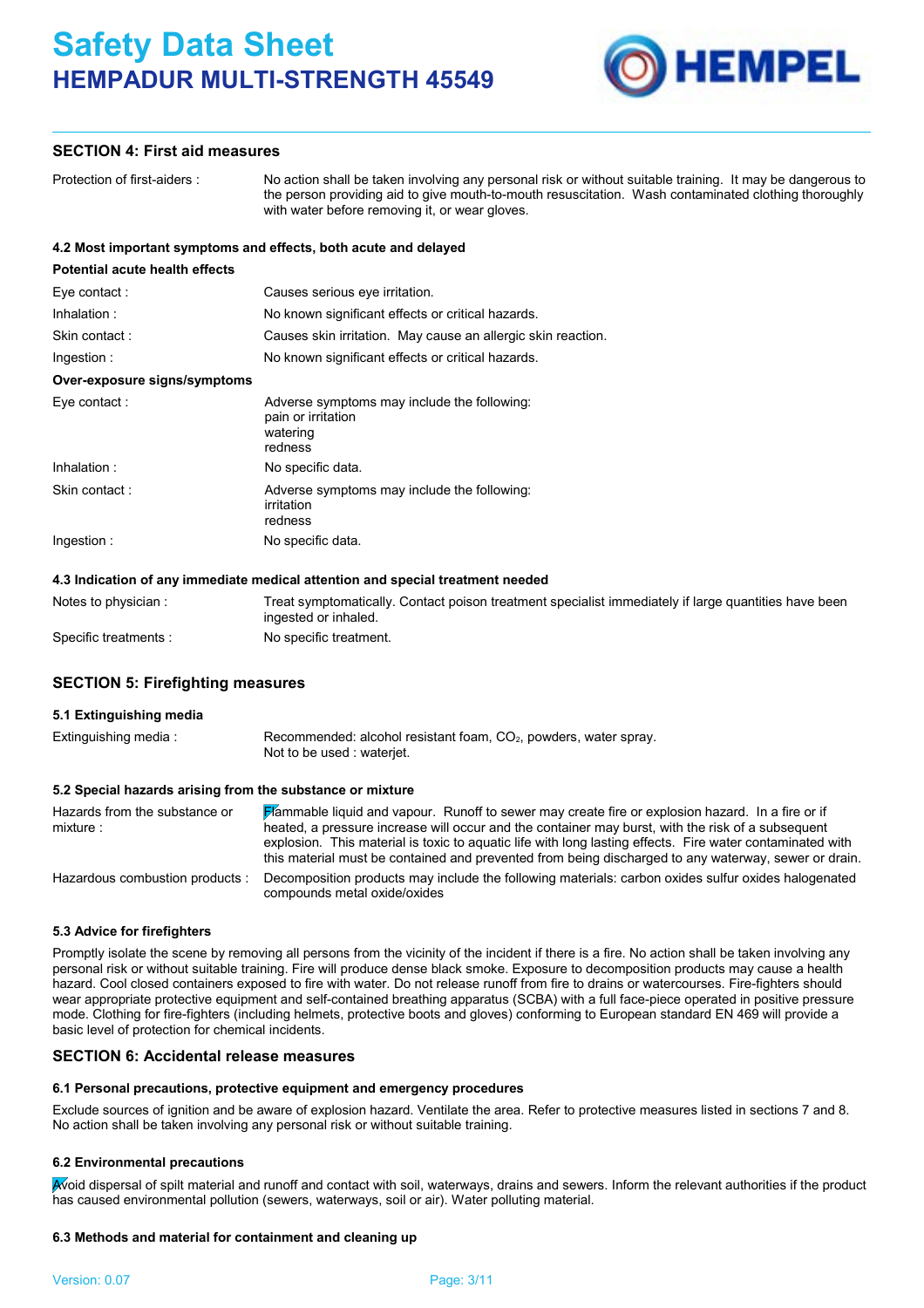## SECTION 4: First aid measures

| | |
|---|---|
| Protection of first-aiders : | No action shall be taken involving any personal risk or without suitable training. It may be dangerous to the person providing aid to give mouth-to-mouth resuscitation. Wash contaminated clothing thoroughly with water before removing it, or wear gloves. |

### 4.2 Most important symptoms and effects, both acute and delayed

**Potential acute health effects**

| | |
|---|---|
| Eye contact : | Causes serious eye irritation. |
| Inhalation : | No known significant effects or critical hazards. |
| Skin contact : | Causes skin irritation. May cause an allergic skin reaction. |
| Ingestion : | No known significant effects or critical hazards. |

**Over-exposure signs/symptoms**

| | |
|---|---|
| Eye contact : | Adverse symptoms may include the following:<br>pain or irritation<br>watering<br>redness |
| Inhalation : | No specific data. |
| Skin contact : | Adverse symptoms may include the following:<br>irritation<br>redness |
| Ingestion : | No specific data. |

### 4.3 Indication of any immediate medical attention and special treatment needed

| | |
|---|---|
| Notes to physician : | Treat symptomatically. Contact poison treatment specialist immediately if large quantities have been ingested or inhaled. |
| Specific treatments : | No specific treatment. |

## SECTION 5: Firefighting measures

### 5.1 Extinguishing media

| | |
|---|---|
| Extinguishing media : | Recommended: alcohol resistant foam, $CO_2$, powders, water spray.<br>Not to be used : waterjet. |

### 5.2 Special hazards arising from the substance or mixture

| | |
|---|---|
| Hazards from the substance or mixture : | Flammable liquid and vapour. Runoff to sewer may create fire or explosion hazard. In a fire or if heated, a pressure increase will occur and the container may burst, with the risk of a subsequent explosion. This material is toxic to aquatic life with long lasting effects. Fire water contaminated with this material must be contained and prevented from being discharged to any waterway, sewer or drain. |
| Hazardous combustion products : | Decomposition products may include the following materials: carbon oxides sulfur oxides halogenated compounds metal oxide/oxides |

### 5.3 Advice for firefighters

Promptly isolate the scene by removing all persons from the vicinity of the incident if there is a fire. No action shall be taken involving any personal risk or without suitable training. Fire will produce dense black smoke. Exposure to decomposition products may cause a health hazard. Cool closed containers exposed to fire with water. Do not release runoff from fire to drains or watercourses. Fire-fighters should wear appropriate protective equipment and self-contained breathing apparatus (SCBA) with a full face-piece operated in positive pressure mode. Clothing for fire-fighters (including helmets, protective boots and gloves) conforming to European standard EN 469 will provide a basic level of protection for chemical incidents.

## SECTION 6: Accidental release measures

### 6.1 Personal precautions, protective equipment and emergency procedures

Exclude sources of ignition and be aware of explosion hazard. Ventilate the area. Refer to protective measures listed in sections 7 and 8. No action shall be taken involving any personal risk or without suitable training.

### 6.2 Environmental precautions

Avoid dispersal of spilt material and runoff and contact with soil, waterways, drains and sewers. Inform the relevant authorities if the product has caused environmental pollution (sewers, waterways, soil or air). Water polluting material.

### 6.3 Methods and material for containment and cleaning up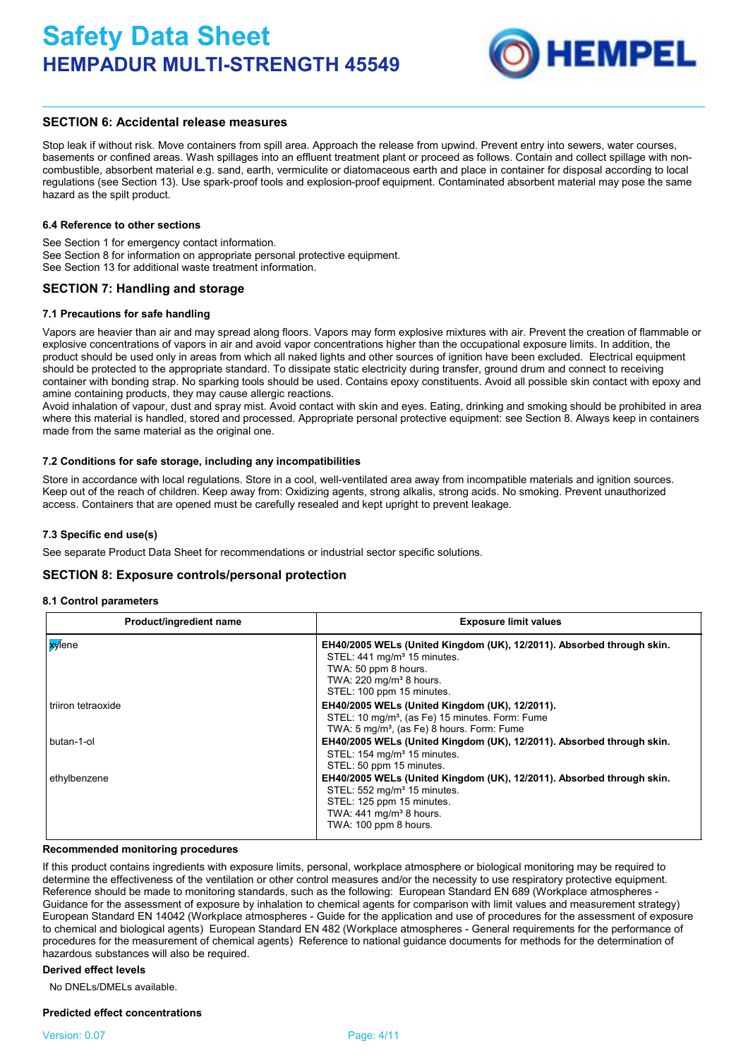## SECTION 6: Accidental release measures

Stop leak if without risk. Move containers from spill area. Approach the release from upwind. Prevent entry into sewers, water courses, basements or confined areas. Wash spillages into an effluent treatment plant or proceed as follows. Contain and collect spillage with non-combustible, absorbent material e.g. sand, earth, vermiculite or diatomaceous earth and place in container for disposal according to local regulations (see Section 13). Use spark-proof tools and explosion-proof equipment. Contaminated absorbent material may pose the same hazard as the spilt product.

#### 6.4 Reference to other sections

See Section 1 for emergency contact information.
See Section 8 for information on appropriate personal protective equipment.
See Section 13 for additional waste treatment information.

## SECTION 7: Handling and storage

#### 7.1 Precautions for safe handling

Vapors are heavier than air and may spread along floors. Vapors may form explosive mixtures with air. Prevent the creation of flammable or explosive concentrations of vapors in air and avoid vapor concentrations higher than the occupational exposure limits. In addition, the product should be used only in areas from which all naked lights and other sources of ignition have been excluded. Electrical equipment should be protected to the appropriate standard. To dissipate static electricity during transfer, ground drum and connect to receiving container with bonding strap. No sparking tools should be used. Contains epoxy constituents. Avoid all possible skin contact with epoxy and amine containing products, they may cause allergic reactions.
Avoid inhalation of vapour, dust and spray mist. Avoid contact with skin and eyes. Eating, drinking and smoking should be prohibited in area where this material is handled, stored and processed. Appropriate personal protective equipment: see Section 8. Always keep in containers made from the same material as the original one.

#### 7.2 Conditions for safe storage, including any incompatibilities

Store in accordance with local regulations. Store in a cool, well-ventilated area away from incompatible materials and ignition sources. Keep out of the reach of children. Keep away from: Oxidizing agents, strong alkalis, strong acids. No smoking. Prevent unauthorized access. Containers that are opened must be carefully resealed and kept upright to prevent leakage.

#### 7.3 Specific end use(s)

See separate Product Data Sheet for recommendations or industrial sector specific solutions.

## SECTION 8: Exposure controls/personal protection

#### 8.1 Control parameters

| Product/ingredient name | Exposure limit values |
|---|---|
| xylene | **EH40/2005 WELs (United Kingdom (UK), 12/2011). Absorbed through skin.**<br>STEL: 441 mg/m³ 15 minutes.<br>TWA: 50 ppm 8 hours.<br>TWA: 220 mg/m³ 8 hours.<br>STEL: 100 ppm 15 minutes. |
| triiron tetraoxide | **EH40/2005 WELs (United Kingdom (UK), 12/2011).**<br>STEL: 10 mg/m³, (as Fe) 15 minutes. Form: Fume<br>TWA: 5 mg/m³, (as Fe) 8 hours. Form: Fume |
| butan-1-ol | **EH40/2005 WELs (United Kingdom (UK), 12/2011). Absorbed through skin.**<br>STEL: 154 mg/m³ 15 minutes.<br>STEL: 50 ppm 15 minutes. |
| ethylbenzene | **EH40/2005 WELs (United Kingdom (UK), 12/2011). Absorbed through skin.**<br>STEL: 552 mg/m³ 15 minutes.<br>STEL: 125 ppm 15 minutes.<br>TWA: 441 mg/m³ 8 hours.<br>TWA: 100 ppm 8 hours. |

**Recommended monitoring procedures**

If this product contains ingredients with exposure limits, personal, workplace atmosphere or biological monitoring may be required to determine the effectiveness of the ventilation or other control measures and/or the necessity to use respiratory protective equipment. Reference should be made to monitoring standards, such as the following: European Standard EN 689 (Workplace atmospheres - Guidance for the assessment of exposure by inhalation to chemical agents for comparison with limit values and measurement strategy) European Standard EN 14042 (Workplace atmospheres - Guide for the application and use of procedures for the assessment of exposure to chemical and biological agents) European Standard EN 482 (Workplace atmospheres - General requirements for the performance of procedures for the measurement of chemical agents) Reference to national guidance documents for methods for the determination of hazardous substances will also be required.

**Derived effect levels**

No DNELs/DMELs available.

**Predicted effect concentrations**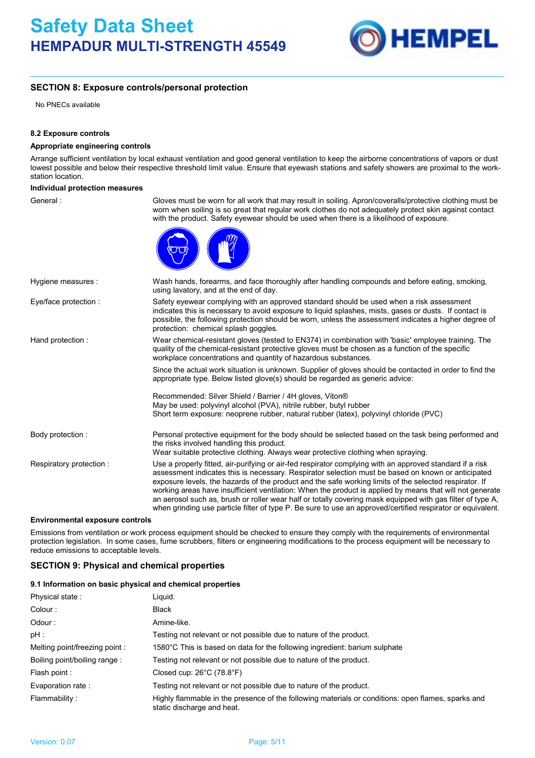## SECTION 8: Exposure controls/personal protection

No PNECs available

#### 8.2 Exposure controls

**Appropriate engineering controls**

Arrange sufficient ventilation by local exhaust ventilation and good general ventilation to keep the airborne concentrations of vapors or dust lowest possible and below their respective threshold limit value. Ensure that eyewash stations and safety showers are proximal to the work-station location.

**Individual protection measures**

| | |
|---|---|
| General : | Gloves must be worn for all work that may result in soiling. Apron/coveralls/protective clothing must be worn when soiling is so great that regular work clothes do not adequately protect skin against contact with the product. Safety eyewear should be used when there is a likelihood of exposure. |
| Hygiene measures : | Wash hands, forearms, and face thoroughly after handling compounds and before eating, smoking, using lavatory, and at the end of day. |
| Eye/face protection : | Safety eyewear complying with an approved standard should be used when a risk assessment indicates this is necessary to avoid exposure to liquid splashes, mists, gases or dusts. If contact is possible, the following protection should be worn, unless the assessment indicates a higher degree of protection: chemical splash goggles. |
| Hand protection : | Wear chemical-resistant gloves (tested to EN374) in combination with 'basic' employee training. The quality of the chemical-resistant protective gloves must be chosen as a function of the specific workplace concentrations and quantity of hazardous substances.<br><br>Since the actual work situation is unknown. Supplier of gloves should be contacted in order to find the appropriate type. Below listed glove(s) should be regarded as generic advice:<br><br>Recommended: Silver Shield / Barrier / 4H gloves, Viton®<br>May be used: polyvinyl alcohol (PVA), nitrile rubber, butyl rubber<br>Short term exposure: neoprene rubber, natural rubber (latex), polyvinyl chloride (PVC) |
| Body protection : | Personal protective equipment for the body should be selected based on the task being performed and the risks involved handling this product.<br>Wear suitable protective clothing. Always wear protective clothing when spraying. |
| Respiratory protection : | Use a properly fitted, air-purifying or air-fed respirator complying with an approved standard if a risk assessment indicates this is necessary. Respirator selection must be based on known or anticipated exposure levels, the hazards of the product and the safe working limits of the selected respirator. If working areas have insufficient ventilation: When the product is applied by means that will not generate an aerosol such as, brush or roller wear half or totally covering mask equipped with gas filter of type A, when grinding use particle filter of type P. Be sure to use an approved/certified respirator or equivalent. |

**Environmental exposure controls**

Emissions from ventilation or work process equipment should be checked to ensure they comply with the requirements of environmental protection legislation. In some cases, fume scrubbers, filters or engineering modifications to the process equipment will be necessary to reduce emissions to acceptable levels.

## SECTION 9: Physical and chemical properties

#### 9.1 Information on basic physical and chemical properties

| | |
|---|---|
| Physical state : | Liquid. |
| Colour : | Black |
| Odour : | Amine-like. |
| pH : | Testing not relevant or not possible due to nature of the product. |
| Melting point/freezing point : | 1580°C This is based on data for the following ingredient: barium sulphate |
| Boiling point/boiling range : | Testing not relevant or not possible due to nature of the product. |
| Flash point : | Closed cup: 26°C (78.8°F) |
| Evaporation rate : | Testing not relevant or not possible due to nature of the product. |
| Flammability : | Highly flammable in the presence of the following materials or conditions: open flames, sparks and static discharge and heat. |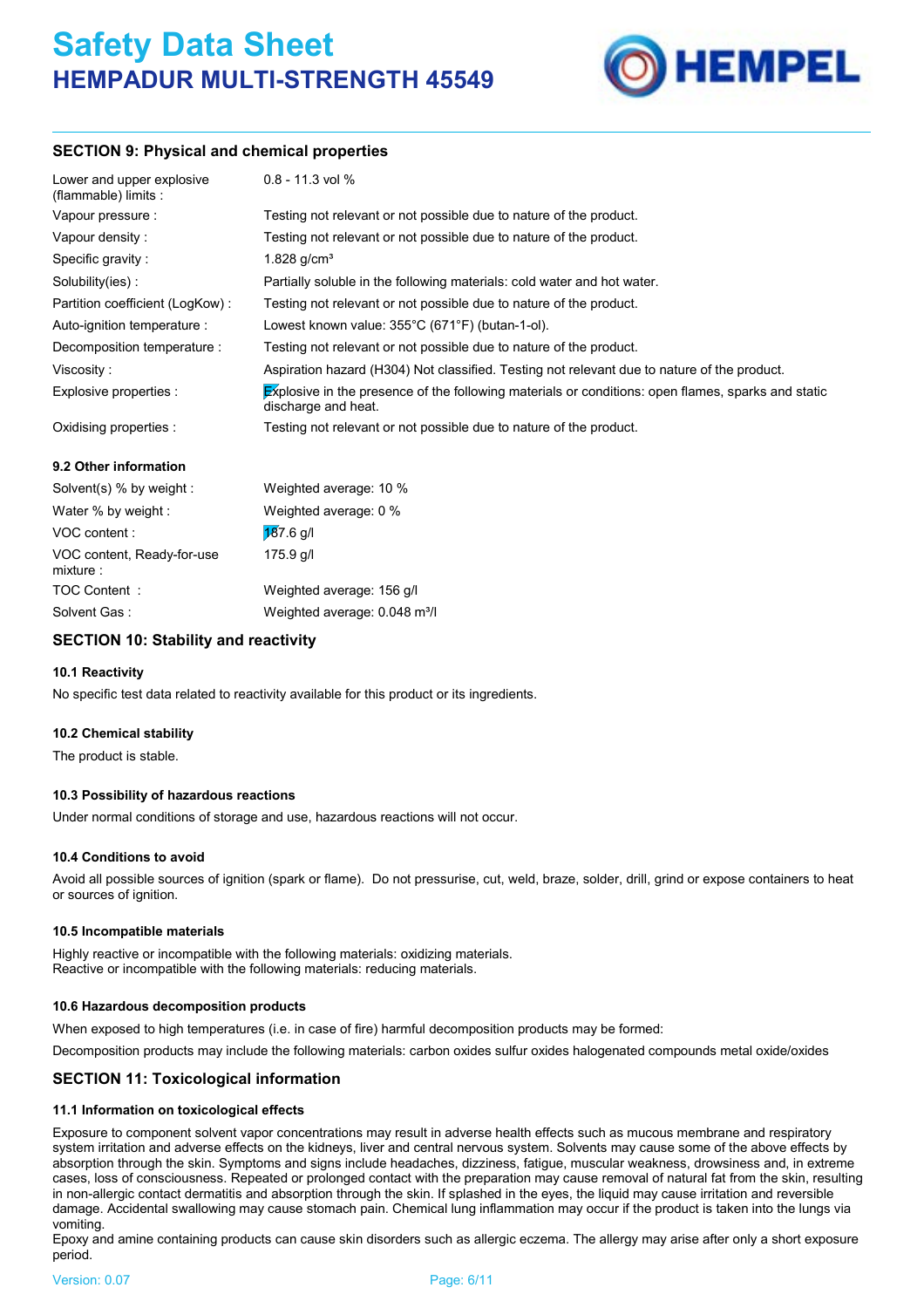## SECTION 9: Physical and chemical properties

| | |
|---|---|
| Lower and upper explosive (flammable) limits : | 0.8 - 11.3 vol % |
| Vapour pressure : | Testing not relevant or not possible due to nature of the product. |
| Vapour density : | Testing not relevant or not possible due to nature of the product. |
| Specific gravity : | 1.828 g/cm³ |
| Solubility(ies) : | Partially soluble in the following materials: cold water and hot water. |
| Partition coefficient (LogKow) : | Testing not relevant or not possible due to nature of the product. |
| Auto-ignition temperature : | Lowest known value: 355°C (671°F) (butan-1-ol). |
| Decomposition temperature : | Testing not relevant or not possible due to nature of the product. |
| Viscosity : | Aspiration hazard (H304) Not classified. Testing not relevant due to nature of the product. |
| Explosive properties : | Explosive in the presence of the following materials or conditions: open flames, sparks and static discharge and heat. |
| Oxidising properties : | Testing not relevant or not possible due to nature of the product. |

### 9.2 Other information

| | |
|---|---|
| Solvent(s) % by weight : | Weighted average: 10 % |
| Water % by weight : | Weighted average: 0 % |
| VOC content : | 187.6 g/l |
| VOC content, Ready-for-use mixture : | 175.9 g/l |
| TOC Content : | Weighted average: 156 g/l |
| Solvent Gas : | Weighted average: 0.048 m³/l |

## SECTION 10: Stability and reactivity

### 10.1 Reactivity

No specific test data related to reactivity available for this product or its ingredients.

### 10.2 Chemical stability

The product is stable.

### 10.3 Possibility of hazardous reactions

Under normal conditions of storage and use, hazardous reactions will not occur.

### 10.4 Conditions to avoid

Avoid all possible sources of ignition (spark or flame). Do not pressurise, cut, weld, braze, solder, drill, grind or expose containers to heat or sources of ignition.

### 10.5 Incompatible materials

Highly reactive or incompatible with the following materials: oxidizing materials.
Reactive or incompatible with the following materials: reducing materials.

### 10.6 Hazardous decomposition products

When exposed to high temperatures (i.e. in case of fire) harmful decomposition products may be formed:

Decomposition products may include the following materials: carbon oxides sulfur oxides halogenated compounds metal oxide/oxides

## SECTION 11: Toxicological information

### 11.1 Information on toxicological effects

Exposure to component solvent vapor concentrations may result in adverse health effects such as mucous membrane and respiratory system irritation and adverse effects on the kidneys, liver and central nervous system. Solvents may cause some of the above effects by absorption through the skin. Symptoms and signs include headaches, dizziness, fatigue, muscular weakness, drowsiness and, in extreme cases, loss of consciousness. Repeated or prolonged contact with the preparation may cause removal of natural fat from the skin, resulting in non-allergic contact dermatitis and absorption through the skin. If splashed in the eyes, the liquid may cause irritation and reversible damage. Accidental swallowing may cause stomach pain. Chemical lung inflammation may occur if the product is taken into the lungs via vomiting.
Epoxy and amine containing products can cause skin disorders such as allergic eczema. The allergy may arise after only a short exposure period.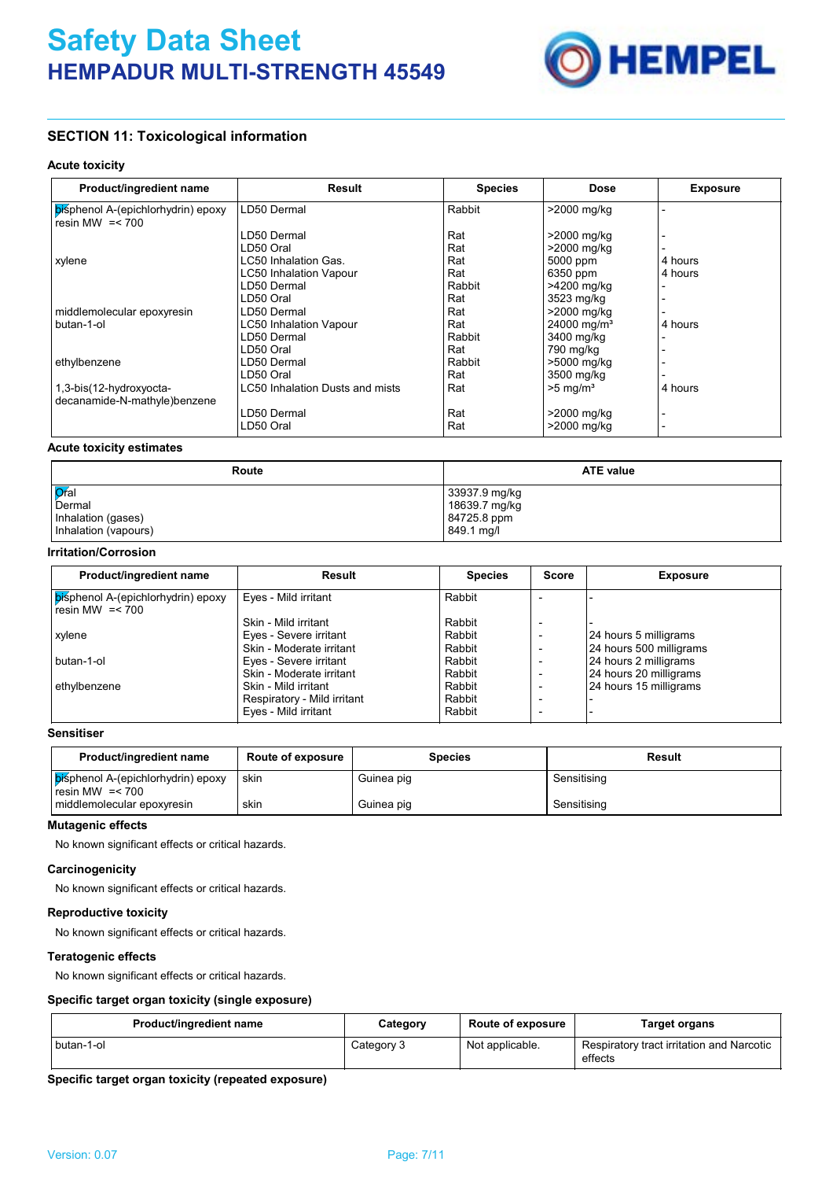## SECTION 11: Toxicological information

### Acute toxicity

| Product/ingredient name | Result | Species | Dose | Exposure |
|---|---|---|---|---|
| bisphenol A-(epichlorhydrin) epoxy resin MW =< 700 | LD50 Dermal | Rabbit | >2000 mg/kg | - |
| | LD50 Dermal | Rat | >2000 mg/kg | - |
| | LD50 Oral | Rat | >2000 mg/kg | - |
| xylene | LC50 Inhalation Gas. | Rat | 5000 ppm | 4 hours |
| | LC50 Inhalation Vapour | Rat | 6350 ppm | 4 hours |
| | LD50 Dermal | Rabbit | >4200 mg/kg | - |
| | LD50 Oral | Rat | 3523 mg/kg | - |
| middlemolecular epoxyresin | LD50 Dermal | Rat | >2000 mg/kg | - |
| butan-1-ol | LC50 Inhalation Vapour | Rat | 24000 mg/m³ | 4 hours |
| | LD50 Dermal | Rabbit | 3400 mg/kg | - |
| | LD50 Oral | Rat | 790 mg/kg | - |
| ethylbenzene | LD50 Dermal | Rabbit | >5000 mg/kg | - |
| | LD50 Oral | Rat | 3500 mg/kg | - |
| 1,3-bis(12-hydroxyocta-decanamide-N-mathyle)benzene | LC50 Inhalation Dusts and mists | Rat | >5 mg/m³ | 4 hours |
| | LD50 Dermal | Rat | >2000 mg/kg | - |
| | LD50 Oral | Rat | >2000 mg/kg | - |

### Acute toxicity estimates

| Route | ATE value |
|---|---|
| Oral | 33937.9 mg/kg |
| Dermal | 18639.7 mg/kg |
| Inhalation (gases) | 84725.8 ppm |
| Inhalation (vapours) | 849.1 mg/l |

### Irritation/Corrosion

| Product/ingredient name | Result | Species | Score | Exposure |
|---|---|---|---|---|
| bisphenol A-(epichlorhydrin) epoxy resin MW =< 700 | Eyes - Mild irritant | Rabbit | - | - |
| | Skin - Mild irritant | Rabbit | - | - |
| xylene | Eyes - Severe irritant | Rabbit | - | 24 hours 5 milligrams |
| | Skin - Moderate irritant | Rabbit | - | 24 hours 500 milligrams |
| butan-1-ol | Eyes - Severe irritant | Rabbit | - | 24 hours 2 milligrams |
| | Skin - Moderate irritant | Rabbit | - | 24 hours 20 milligrams |
| ethylbenzene | Skin - Mild irritant | Rabbit | - | 24 hours 15 milligrams |
| | Respiratory - Mild irritant | Rabbit | - | - |
| | Eyes - Mild irritant | Rabbit | - | - |

### Sensitiser

| Product/ingredient name | Route of exposure | Species | Result |
|---|---|---|---|
| bisphenol A-(epichlorhydrin) epoxy resin MW =< 700 | skin | Guinea pig | Sensitising |
| middlemolecular epoxyresin | skin | Guinea pig | Sensitising |

### Mutagenic effects

No known significant effects or critical hazards.

### Carcinogenicity

No known significant effects or critical hazards.

### Reproductive toxicity

No known significant effects or critical hazards.

### Teratogenic effects

No known significant effects or critical hazards.

### Specific target organ toxicity (single exposure)

| Product/ingredient name | Category | Route of exposure | Target organs |
|---|---|---|---|
| butan-1-ol | Category 3 | Not applicable. | Respiratory tract irritation and Narcotic effects |

### Specific target organ toxicity (repeated exposure)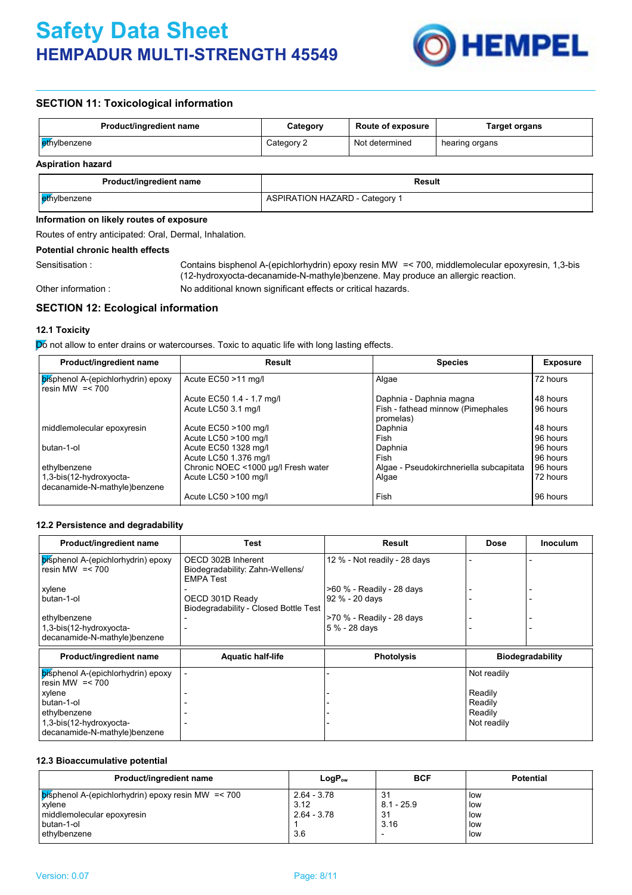## SECTION 11: Toxicological information

| Product/ingredient name | Category | Route of exposure | Target organs |
|---|---|---|---|
| ethylbenzene | Category 2 | Not determined | hearing organs |

**Aspiration hazard**

| Product/ingredient name | Result |
|---|---|
| ethylbenzene | ASPIRATION HAZARD - Category 1 |

**Information on likely routes of exposure**

Routes of entry anticipated: Oral, Dermal, Inhalation.

**Potential chronic health effects**

Sensitisation : Contains bisphenol A-(epichlorhydrin) epoxy resin MW =< 700, middlemolecular epoxyresin, 1,3-bis (12-hydroxyocta-decanamide-N-mathyle)benzene. May produce an allergic reaction.

Other information : No additional known significant effects or critical hazards.

## SECTION 12: Ecological information

### 12.1 Toxicity

Do not allow to enter drains or watercourses. Toxic to aquatic life with long lasting effects.

| Product/ingredient name | Result | Species | Exposure |
|---|---|---|---|
| bisphenol A-(epichlorhydrin) epoxy resin MW =< 700 | Acute EC50 >11 mg/l | Algae | 72 hours |
| | Acute EC50 1.4 - 1.7 mg/l | Daphnia - Daphnia magna | 48 hours |
| | Acute LC50 3.1 mg/l | Fish - fathead minnow (Pimephales promelas) | 96 hours |
| middlemolecular epoxyresin | Acute EC50 >100 mg/l | Daphnia | 48 hours |
| | Acute LC50 >100 mg/l | Fish | 96 hours |
| butan-1-ol | Acute EC50 1328 mg/l | Daphnia | 96 hours |
| | Acute LC50 1.376 mg/l | Fish | 96 hours |
| ethylbenzene | Chronic NOEC <1000 µg/l Fresh water | Algae - Pseudokirchneriella subcapitata | 96 hours |
| 1,3-bis(12-hydroxyocta-decanamide-N-mathyle)benzene | Acute LC50 >100 mg/l | Algae | 72 hours |
| | Acute LC50 >100 mg/l | Fish | 96 hours |

### 12.2 Persistence and degradability

| Product/ingredient name | Test | Result | Dose | Inoculum |
|---|---|---|---|---|
| bisphenol A-(epichlorhydrin) epoxy resin MW =< 700 | OECD 302B Inherent Biodegradability: Zahn-Wellens/ EMPA Test | 12 % - Not readily - 28 days | - | - |
| xylene | - | >60 % - Readily - 28 days | - | - |
| butan-1-ol | OECD 301D Ready Biodegradability - Closed Bottle Test | 92 % - 20 days | - | - |
| ethylbenzene | - | >70 % - Readily - 28 days | - | - |
| 1,3-bis(12-hydroxyocta-decanamide-N-mathyle)benzene | - | 5 % - 28 days | - | - |

| Product/ingredient name | Aquatic half-life | Photolysis | Biodegradability |
|---|---|---|---|
| bisphenol A-(epichlorhydrin) epoxy resin MW =< 700 | - | - | Not readily |
| xylene | - | - | Readily |
| butan-1-ol | - | - | Readily |
| ethylbenzene | - | - | Readily |
| 1,3-bis(12-hydroxyocta-decanamide-N-mathyle)benzene | - | - | Not readily |

### 12.3 Bioaccumulative potential

| Product/ingredient name | $LogP_{ow}$ | BCF | Potential |
|---|---|---|---|
| bisphenol A-(epichlorhydrin) epoxy resin MW =< 700 | 2.64 - 3.78 | 31 | low |
| xylene | 3.12 | 8.1 - 25.9 | low |
| middlemolecular epoxyresin | 2.64 - 3.78 | 31 | low |
| butan-1-ol | 1 | 3.16 | low |
| ethylbenzene | 3.6 | - | low |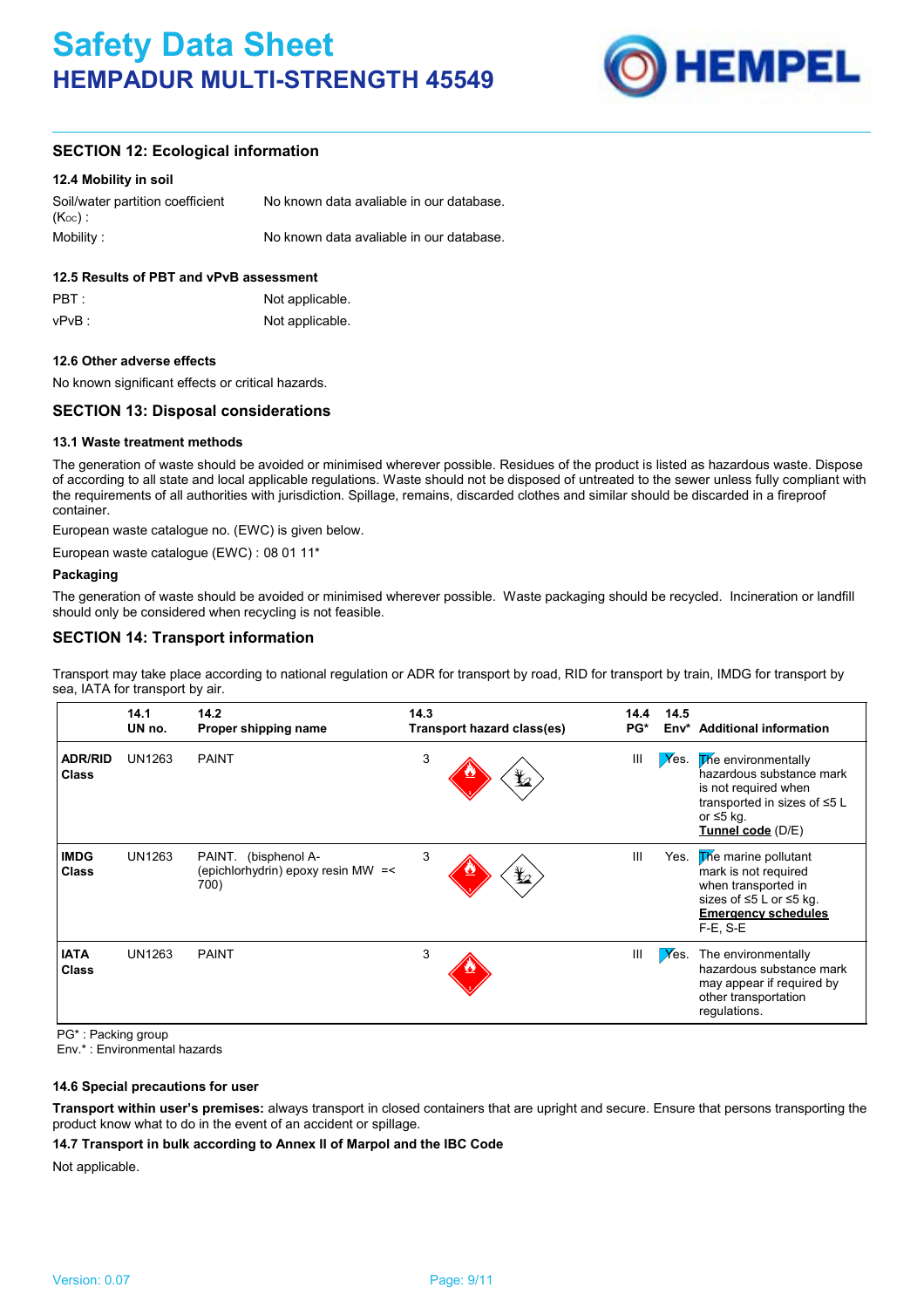## SECTION 12: Ecological information

### 12.4 Mobility in soil

| | |
|---|---|
| Soil/water partition coefficient ($K_{OC}$) : | No known data avaliable in our database. |
| Mobility : | No known data avaliable in our database. |

### 12.5 Results of PBT and vPvB assessment

| | |
|---|---|
| PBT : | Not applicable. |
| vPvB : | Not applicable. |

### 12.6 Other adverse effects

No known significant effects or critical hazards.

## SECTION 13: Disposal considerations

### 13.1 Waste treatment methods

The generation of waste should be avoided or minimised wherever possible. Residues of the product is listed as hazardous waste. Dispose of according to all state and local applicable regulations. Waste should not be disposed of untreated to the sewer unless fully compliant with the requirements of all authorities with jurisdiction. Spillage, remains, discarded clothes and similar should be discarded in a fireproof container.

European waste catalogue no. (EWC) is given below.

European waste catalogue (EWC) : 08 01 11*

**Packaging**

The generation of waste should be avoided or minimised wherever possible. Waste packaging should be recycled. Incineration or landfill should only be considered when recycling is not feasible.

## SECTION 14: Transport information

Transport may take place according to national regulation or ADR for transport by road, RID for transport by train, IMDG for transport by sea, IATA for transport by air.

| | 14.1 UN no. | 14.2 Proper shipping name | 14.3 Transport hazard class(es) | 14.4 PG* | 14.5 Env* | Additional information |
|---|---|---|---|---|---|---|
| **ADR/RID Class** | UN1263 | PAINT | 3 | III | Yes. | The environmentally hazardous substance mark is not required when transported in sizes of ≤5 L or ≤5 kg. **Tunnel code** (D/E) |
| **IMDG Class** | UN1263 | PAINT. (bisphenol A-(epichlorhydrin) epoxy resin MW =< 700) | 3 | III | Yes. | The marine pollutant mark is not required when transported in sizes of ≤5 L or ≤5 kg. **Emergency schedules** F-E, S-E |
| **IATA Class** | UN1263 | PAINT | 3 | III | Yes. | The environmentally hazardous substance mark may appear if required by other transportation regulations. |

PG* : Packing group
Env.* : Environmental hazards

### 14.6 Special precautions for user

**Transport within user's premises:** always transport in closed containers that are upright and secure. Ensure that persons transporting the product know what to do in the event of an accident or spillage.

### 14.7 Transport in bulk according to Annex II of Marpol and the IBC Code

Not applicable.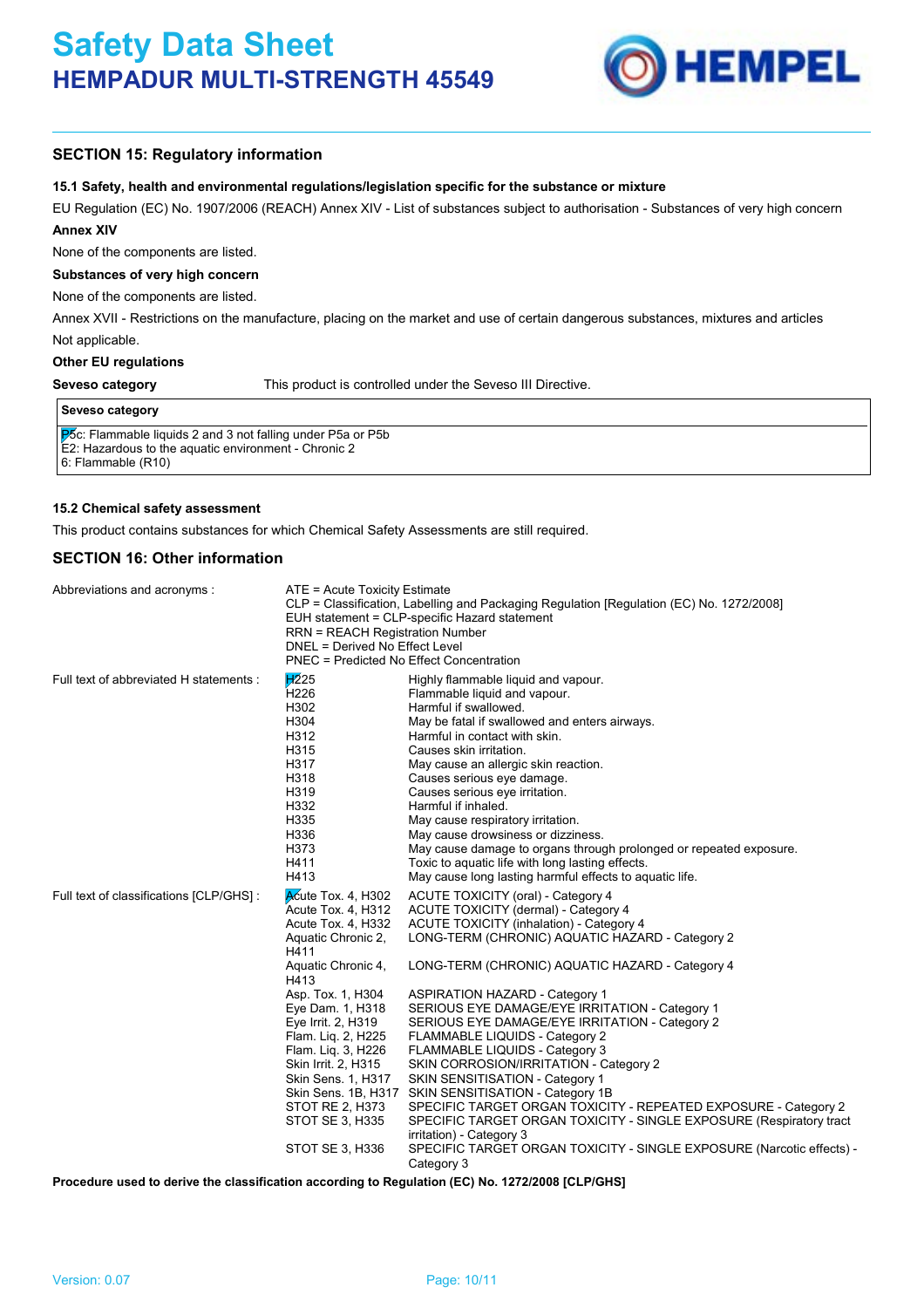## SECTION 15: Regulatory information

### 15.1 Safety, health and environmental regulations/legislation specific for the substance or mixture

EU Regulation (EC) No. 1907/2006 (REACH) Annex XIV - List of substances subject to authorisation - Substances of very high concern

**Annex XIV**

None of the components are listed.

**Substances of very high concern**

None of the components are listed.

Annex XVII - Restrictions on the manufacture, placing on the market and use of certain dangerous substances, mixtures and articles

Not applicable.

**Other EU regulations**

**Seveso category** This product is controlled under the Seveso III Directive.

| **Seveso category** |
|---|
| P5c: Flammable liquids 2 and 3 not falling under P5a or P5b<br>E2: Hazardous to the aquatic environment - Chronic 2<br>6: Flammable (R10) |

### 15.2 Chemical safety assessment

This product contains substances for which Chemical Safety Assessments are still required.

## SECTION 16: Other information

Abbreviations and acronyms :

ATE = Acute Toxicity Estimate
CLP = Classification, Labelling and Packaging Regulation [Regulation (EC) No. 1272/2008]
EUH statement = CLP-specific Hazard statement
RRN = REACH Registration Number
DNEL = Derived No Effect Level
PNEC = Predicted No Effect Concentration

Full text of abbreviated H statements :

| | |
|---|---|
| H225 | Highly flammable liquid and vapour. |
| H226 | Flammable liquid and vapour. |
| H302 | Harmful if swallowed. |
| H304 | May be fatal if swallowed and enters airways. |
| H312 | Harmful in contact with skin. |
| H315 | Causes skin irritation. |
| H317 | May cause an allergic skin reaction. |
| H318 | Causes serious eye damage. |
| H319 | Causes serious eye irritation. |
| H332 | Harmful if inhaled. |
| H335 | May cause respiratory irritation. |
| H336 | May cause drowsiness or dizziness. |
| H373 | May cause damage to organs through prolonged or repeated exposure. |
| H411 | Toxic to aquatic life with long lasting effects. |
| H413 | May cause long lasting harmful effects to aquatic life. |

Full text of classifications [CLP/GHS] :

| | |
|---|---|
| Acute Tox. 4, H302 | ACUTE TOXICITY (oral) - Category 4 |
| Acute Tox. 4, H312 | ACUTE TOXICITY (dermal) - Category 4 |
| Acute Tox. 4, H332 | ACUTE TOXICITY (inhalation) - Category 4 |
| Aquatic Chronic 2, H411 | LONG-TERM (CHRONIC) AQUATIC HAZARD - Category 2 |
| Aquatic Chronic 4, H413 | LONG-TERM (CHRONIC) AQUATIC HAZARD - Category 4 |
| Asp. Tox. 1, H304 | ASPIRATION HAZARD - Category 1 |
| Eye Dam. 1, H318 | SERIOUS EYE DAMAGE/EYE IRRITATION - Category 1 |
| Eye Irrit. 2, H319 | SERIOUS EYE DAMAGE/EYE IRRITATION - Category 2 |
| Flam. Liq. 2, H225 | FLAMMABLE LIQUIDS - Category 2 |
| Flam. Liq. 3, H226 | FLAMMABLE LIQUIDS - Category 3 |
| Skin Irrit. 2, H315 | SKIN CORROSION/IRRITATION - Category 2 |
| Skin Sens. 1, H317 | SKIN SENSITISATION - Category 1 |
| Skin Sens. 1B, H317 | SKIN SENSITISATION - Category 1B |
| STOT RE 2, H373 | SPECIFIC TARGET ORGAN TOXICITY - REPEATED EXPOSURE - Category 2 |
| STOT SE 3, H335 | SPECIFIC TARGET ORGAN TOXICITY - SINGLE EXPOSURE (Respiratory tract irritation) - Category 3 |
| STOT SE 3, H336 | SPECIFIC TARGET ORGAN TOXICITY - SINGLE EXPOSURE (Narcotic effects) - Category 3 |

**Procedure used to derive the classification according to Regulation (EC) No. 1272/2008 [CLP/GHS]**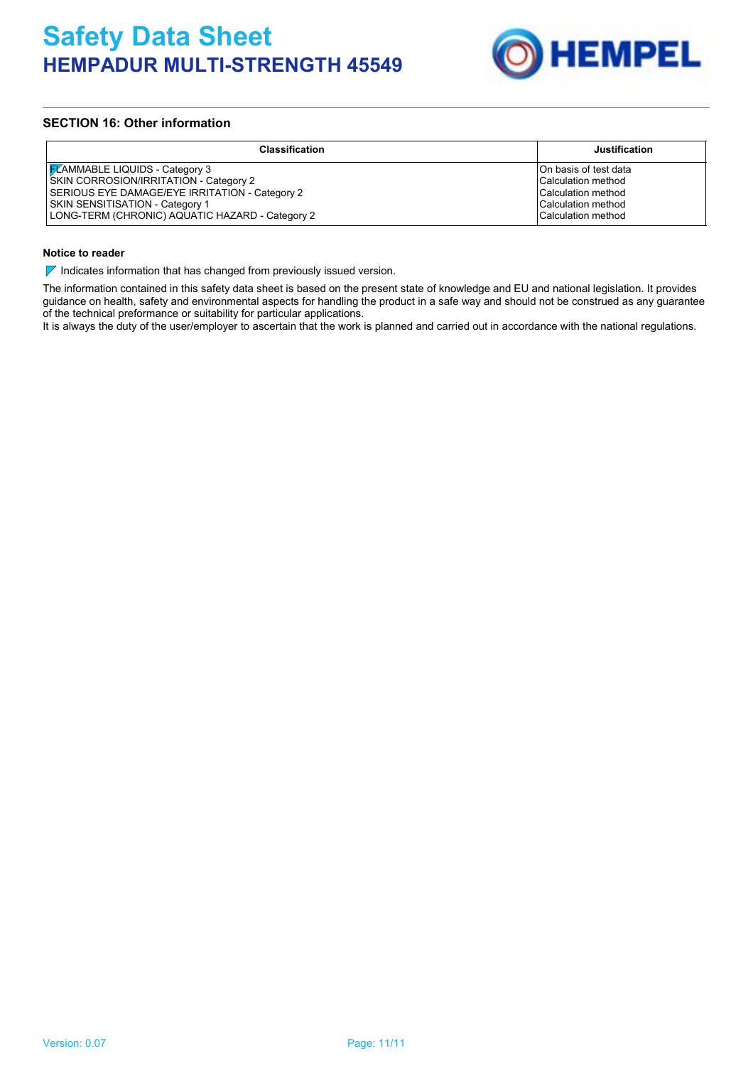## SECTION 16: Other information

| Classification | Justification |
|---|---|
| FLAMMABLE LIQUIDS - Category 3 | On basis of test data |
| SKIN CORROSION/IRRITATION - Category 2 | Calculation method |
| SERIOUS EYE DAMAGE/EYE IRRITATION - Category 2 | Calculation method |
| SKIN SENSITISATION - Category 1 | Calculation method |
| LONG-TERM (CHRONIC) AQUATIC HAZARD - Category 2 | Calculation method |

**Notice to reader**

Indicates information that has changed from previously issued version.

The information contained in this safety data sheet is based on the present state of knowledge and EU and national legislation. It provides guidance on health, safety and environmental aspects for handling the product in a safe way and should not be construed as any guarantee of the technical preformance or suitability for particular applications.

It is always the duty of the user/employer to ascertain that the work is planned and carried out in accordance with the national regulations.